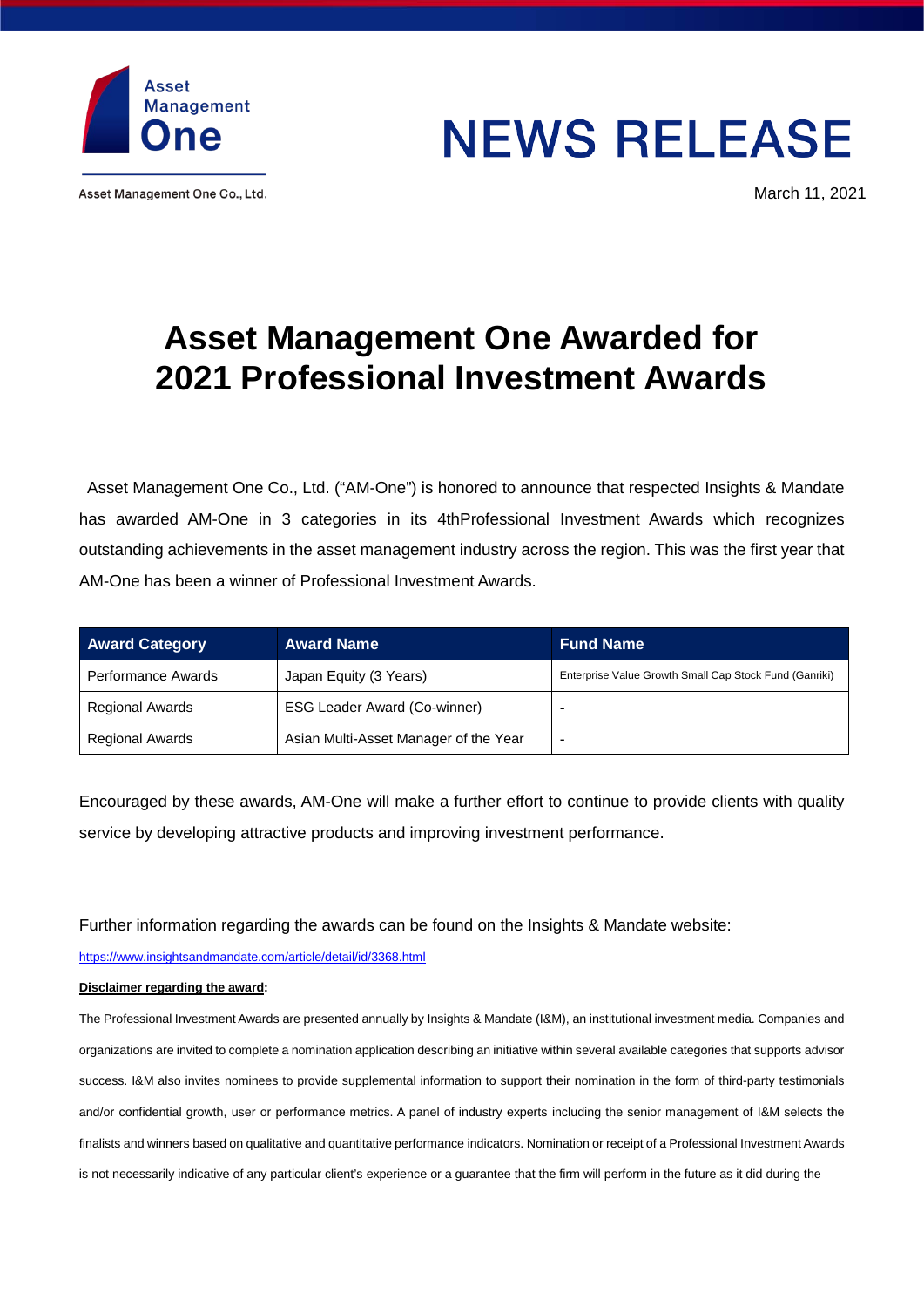Asset Management One

Asset Management One Co., Ltd.

# NEWS RELEASE

March 11, 2021

# Asset Management One Awarded for 2021 Professional Investment Awards

Asset Management One Co., Ltd. ("AM-One") is honored to announce that respected Insights & Mandate has awarded AM-One in 3 categories in its 4thProfessional Investment Awards which recognizes outstanding achievements in the asset management industry across the region. This was the first year that AM-One has been a winner of Professional Investment Awards.

| Award Category | Award Name | Fund Name |
|---|---|---|
| Performance Awards | Japan Equity (3 Years) | Enterprise Value Growth Small Cap Stock Fund (Ganriki) |
| Regional Awards | ESG Leader Award (Co-winner) | - |
| Regional Awards | Asian Multi-Asset Manager of the Year | - |

Encouraged by these awards, AM-One will make a further effort to continue to provide clients with quality service by developing attractive products and improving investment performance.

Further information regarding the awards can be found on the Insights & Mandate website:

https://www.insightsandmandate.com/article/detail/id/3368.html

**Disclaimer regarding the award:**

The Professional Investment Awards are presented annually by Insights & Mandate (I&M), an institutional investment media. Companies and organizations are invited to complete a nomination application describing an initiative within several available categories that supports advisor success. I&M also invites nominees to provide supplemental information to support their nomination in the form of third-party testimonials and/or confidential growth, user or performance metrics. A panel of industry experts including the senior management of I&M selects the finalists and winners based on qualitative and quantitative performance indicators. Nomination or receipt of a Professional Investment Awards is not necessarily indicative of any particular client's experience or a guarantee that the firm will perform in the future as it did during the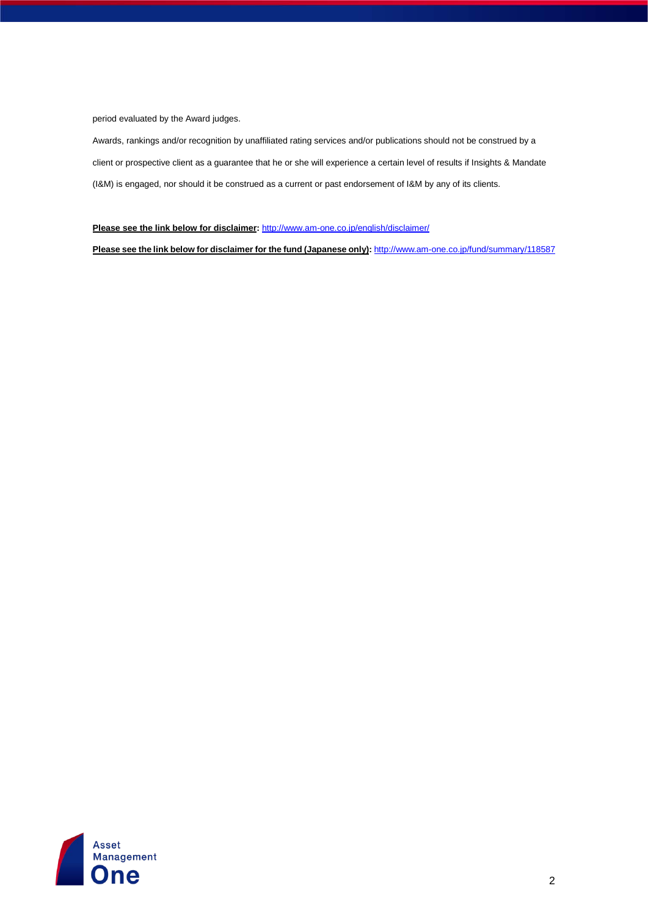period evaluated by the Award judges.

Awards, rankings and/or recognition by unaffiliated rating services and/or publications should not be construed by a client or prospective client as a guarantee that he or she will experience a certain level of results if Insights & Mandate (I&M) is engaged, nor should it be construed as a current or past endorsement of I&M by any of its clients.

**Please see the link below for disclaimer:** http://www.am-one.co.jp/english/disclaimer/

**Please see the link below for disclaimer for the fund (Japanese only):** http://www.am-one.co.jp/fund/summary/118587